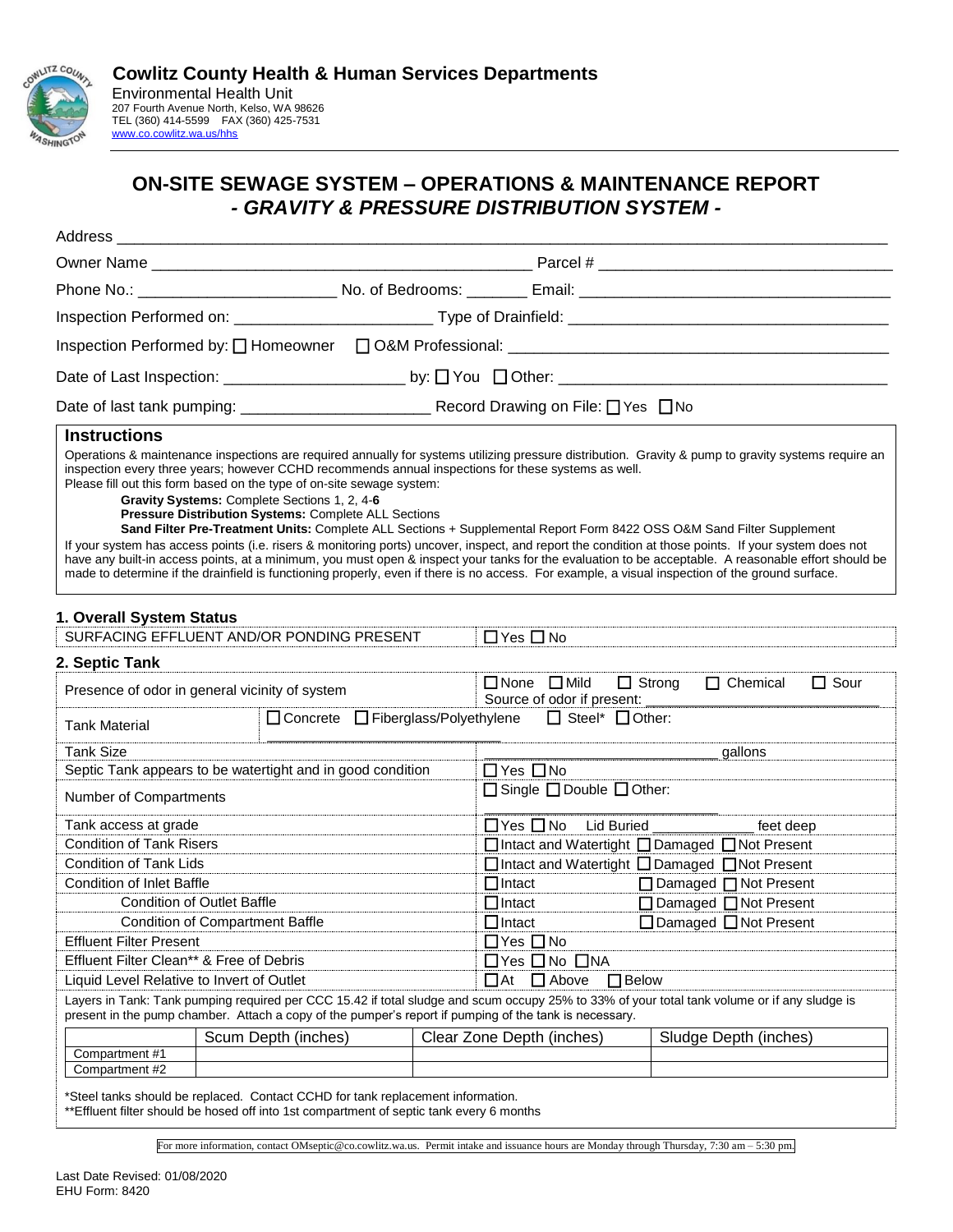**Cowlitz County Health & Human Services Departments**
Environmental Health Unit
207 Fourth Avenue North, Kelso, WA 98626
TEL (360) 414-5599 FAX (360) 425-7531
www.co.cowlitz.wa.us/hhs

# ON-SITE SEWAGE SYSTEM – OPERATIONS & MAINTENANCE REPORT
## *- GRAVITY & PRESSURE DISTRIBUTION SYSTEM -*

Address ______________________________________________________________________________

Owner Name ________________________________________ Parcel # _______________________________

Phone No.: _____________________ No. of Bedrooms: _______ Email: _________________________________

Inspection Performed on: _____________________ Type of Drainfield: ___________________________________

Inspection Performed by: ☐ Homeowner ☐ O&M Professional: ________________________________________

Date of Last Inspection: ___________________ by: ☐ You ☐ Other: _____________________________________

Date of last tank pumping: _____________________ Record Drawing on File: ☐ Yes ☐ No

### Instructions

Operations & maintenance inspections are required annually for systems utilizing pressure distribution. Gravity & pump to gravity systems require an inspection every three years; however CCHD recommends annual inspections for these systems as well.
Please fill out this form based on the type of on-site sewage system:

- **Gravity Systems:** Complete Sections 1, 2, 4-**6**
- **Pressure Distribution Systems:** Complete ALL Sections
- **Sand Filter Pre-Treatment Units:** Complete ALL Sections + Supplemental Report Form 8422 OSS O&M Sand Filter Supplement

If your system has access points (i.e. risers & monitoring ports) uncover, inspect, and report the condition at those points. If your system does not have any built-in access points, at a minimum, you must open & inspect your tanks for the evaluation to be acceptable. A reasonable effort should be made to determine if the drainfield is functioning properly, even if there is no access. For example, a visual inspection of the ground surface.

### 1. Overall System Status

| | |
|---|---|
| SURFACING EFFLUENT AND/OR PONDING PRESENT | ☐ Yes ☐ No |

### 2. Septic Tank

| | |
|---|---|
| Presence of odor in general vicinity of system | ☐ None ☐ Mild ☐ Strong ☐ Chemical ☐ Sour<br>Source of odor if present: ______________ |
| Tank Material | ☐ Concrete ☐ Fiberglass/Polyethylene ☐ Steel* ☐ Other: ______________ |
| Tank Size | ______________ gallons |
| Septic Tank appears to be watertight and in good condition | ☐ Yes ☐ No |
| Number of Compartments | ☐ Single ☐ Double ☐ Other: ______________ |
| Tank access at grade | ☐ Yes ☐ No Lid Buried ___________ feet deep |
| Condition of Tank Risers | ☐ Intact and Watertight ☐ Damaged ☐ Not Present |
| Condition of Tank Lids | ☐ Intact and Watertight ☐ Damaged ☐ Not Present |
| Condition of Inlet Baffle | ☐ Intact ☐ Damaged ☐ Not Present |
| Condition of Outlet Baffle | ☐ Intact ☐ Damaged ☐ Not Present |
| Condition of Compartment Baffle | ☐ Intact ☐ Damaged ☐ Not Present |
| Effluent Filter Present | ☐ Yes ☐ No |
| Effluent Filter Clean** & Free of Debris | ☐ Yes ☐ No ☐ NA |
| Liquid Level Relative to Invert of Outlet | ☐ At ☐ Above ☐ Below |

Layers in Tank: Tank pumping required per CCC 15.42 if total sludge and scum occupy 25% to 33% of your total tank volume or if any sludge is present in the pump chamber. Attach a copy of the pumper's report if pumping of the tank is necessary.

| | Scum Depth (inches) | Clear Zone Depth (inches) | Sludge Depth (inches) |
|---|---|---|---|
| Compartment #1 | | | |
| Compartment #2 | | | |

*Steel tanks should be replaced. Contact CCHD for tank replacement information.
**Effluent filter should be hosed off into 1st compartment of septic tank every 6 months

For more information, contact OMseptic@co.cowlitz.wa.us. Permit intake and issuance hours are Monday through Thursday, 7:30 am – 5:30 pm.

Last Date Revised: 01/08/2020
EHU Form: 8420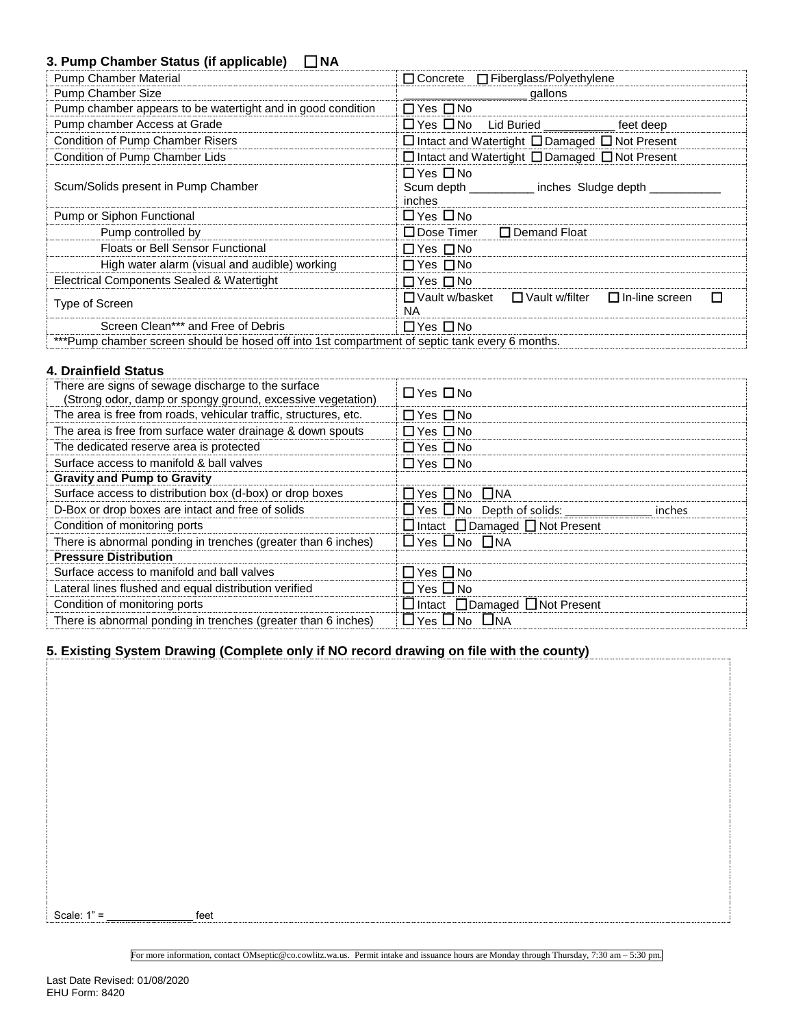### 3. Pump Chamber Status (if applicable) ☐ NA

| | |
|---|---|
| Pump Chamber Material | ☐ Concrete ☐ Fiberglass/Polyethylene |
| Pump Chamber Size | __________________ gallons |
| Pump chamber appears to be watertight and in good condition | ☐ Yes ☐ No |
| Pump chamber Access at Grade | ☐ Yes ☐ No Lid Buried ___________ feet deep |
| Condition of Pump Chamber Risers | ☐ Intact and Watertight ☐ Damaged ☐ Not Present |
| Condition of Pump Chamber Lids | ☐ Intact and Watertight ☐ Damaged ☐ Not Present |
| Scum/Solids present in Pump Chamber | ☐ Yes ☐ No<br>Scum depth __________ inches Sludge depth ___________ inches |
| Pump or Siphon Functional | ☐ Yes ☐ No |
| Pump controlled by | ☐ Dose Timer ☐ Demand Float |
| Floats or Bell Sensor Functional | ☐ Yes ☐ No |
| High water alarm (visual and audible) working | ☐ Yes ☐ No |
| Electrical Components Sealed & Watertight | ☐ Yes ☐ No |
| Type of Screen | ☐ Vault w/basket ☐ Vault w/filter ☐ In-line screen ☐ NA |
| Screen Clean*** and Free of Debris | ☐ Yes ☐ No |

***Pump chamber screen should be hosed off into 1st compartment of septic tank every 6 months.

### 4. Drainfield Status

| | |
|---|---|
| There are signs of sewage discharge to the surface (Strong odor, damp or spongy ground, excessive vegetation) | ☐ Yes ☐ No |
| The area is free from roads, vehicular traffic, structures, etc. | ☐ Yes ☐ No |
| The area is free from surface water drainage & down spouts | ☐ Yes ☐ No |
| The dedicated reserve area is protected | ☐ Yes ☐ No |
| Surface access to manifold & ball valves | ☐ Yes ☐ No |
| **Gravity and Pump to Gravity** | |
| Surface access to distribution box (d-box) or drop boxes | ☐ Yes ☐ No ☐ NA |
| D-Box or drop boxes are intact and free of solids | ☐ Yes ☐ No Depth of solids: ______________ inches |
| Condition of monitoring ports | ☐ Intact ☐ Damaged ☐ Not Present |
| There is abnormal ponding in trenches (greater than 6 inches) | ☐ Yes ☐ No ☐ NA |
| **Pressure Distribution** | |
| Surface access to manifold and ball valves | ☐ Yes ☐ No |
| Lateral lines flushed and equal distribution verified | ☐ Yes ☐ No |
| Condition of monitoring ports | ☐ Intact ☐ Damaged ☐ Not Present |
| There is abnormal ponding in trenches (greater than 6 inches) | ☐ Yes ☐ No ☐ NA |

### 5. Existing System Drawing (Complete only if NO record drawing on file with the county)

Scale: 1" = _______________ feet

For more information, contact OMseptic@co.cowlitz.wa.us. Permit intake and issuance hours are Monday through Thursday, 7:30 am – 5:30 pm.

Last Date Revised: 01/08/2020
EHU Form: 8420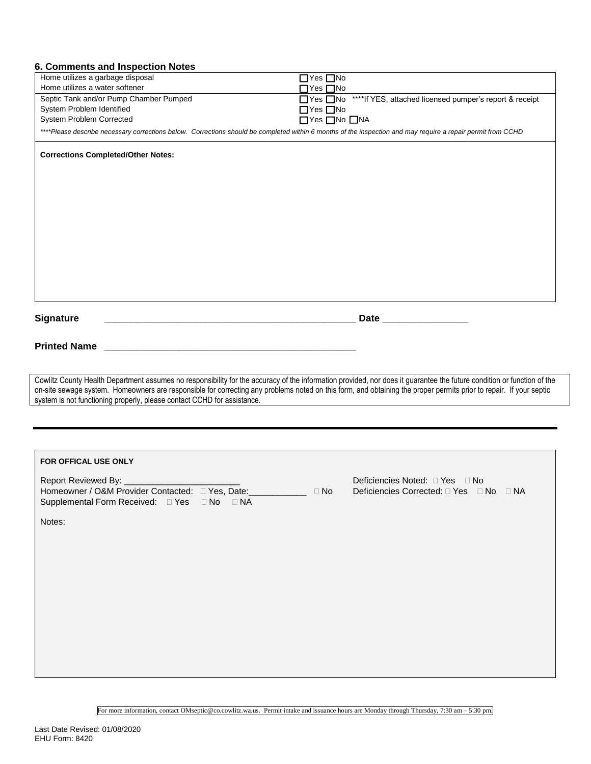### 6. Comments and Inspection Notes

| | |
|---|---|
| Home utilizes a garbage disposal | ☐Yes ☐No |
| Home utilizes a water softener | ☐Yes ☐No |
| Septic Tank and/or Pump Chamber Pumped | ☐Yes ☐No ****If YES, attached licensed pumper's report & receipt |
| System Problem Identified | ☐Yes ☐No |
| System Problem Corrected | ☐Yes ☐No ☐NA |

*****Please describe necessary corrections below. Corrections should be completed within 6 months of the inspection and may require a repair permit from CCHD*

**Corrections Completed/Other Notes:**

**Signature** ______________________________________________ **Date** ________________

**Printed Name** ______________________________________________

Cowlitz County Health Department assumes no responsibility for the accuracy of the information provided, nor does it guarantee the future condition or function of the on-site sewage system. Homeowners are responsible for correcting any problems noted on this form, and obtaining the proper permits prior to repair. If your septic system is not functioning properly, please contact CCHD for assistance.

---

**FOR OFFICAL USE ONLY**

Report Reviewed By: ________________________

Homeowner / O&M Provider Contacted: ☐ Yes, Date:___________ ☐ No

Supplemental Form Received: ☐ Yes ☐ No ☐ NA

Deficiencies Noted: ☐ Yes ☐ No

Deficiencies Corrected: ☐ Yes ☐ No ☐ NA

Notes:

For more information, contact OMseptic@co.cowlitz.wa.us. Permit intake and issuance hours are Monday through Thursday, 7:30 am – 5:30 pm.

Last Date Revised: 01/08/2020
EHU Form: 8420